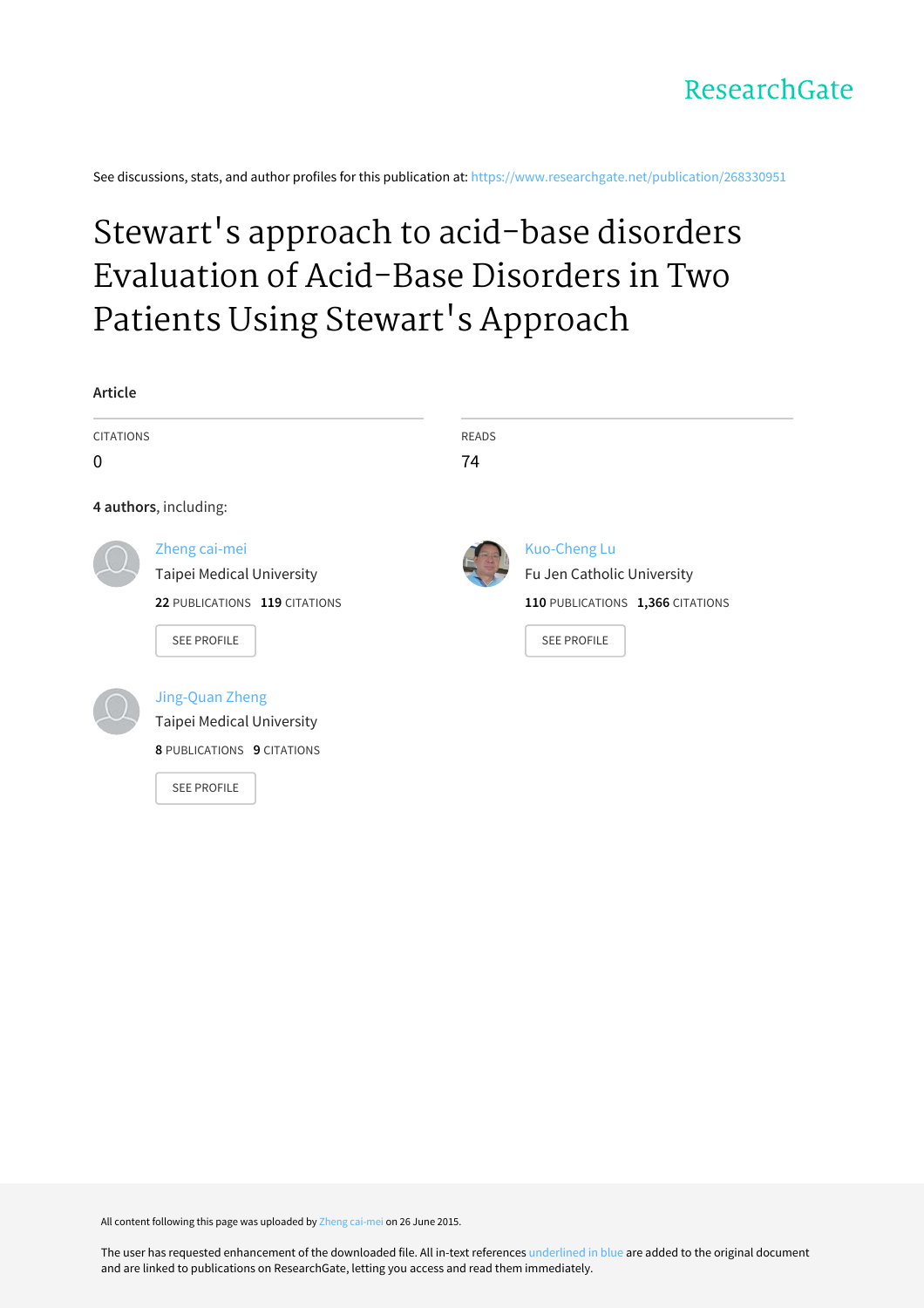ResearchGate

See discussions, stats, and author profiles for this publication at: https://www.researchgate.net/publication/268330951

# Stewart's approach to acid-base disorders Evaluation of Acid-Base Disorders in Two Patients Using Stewart's Approach

**Article**

CITATIONS
0

READS
74

**4 authors**, including:

Zheng cai-mei
Taipei Medical University
**22** PUBLICATIONS **119** CITATIONS

SEE PROFILE

Kuo-Cheng Lu
Fu Jen Catholic University
**110** PUBLICATIONS **1,366** CITATIONS

SEE PROFILE

Jing-Quan Zheng
Taipei Medical University
**8** PUBLICATIONS **9** CITATIONS

SEE PROFILE

All content following this page was uploaded by Zheng cai-mei on 26 June 2015.

The user has requested enhancement of the downloaded file. All in-text references underlined in blue are added to the original document and are linked to publications on ResearchGate, letting you access and read them immediately.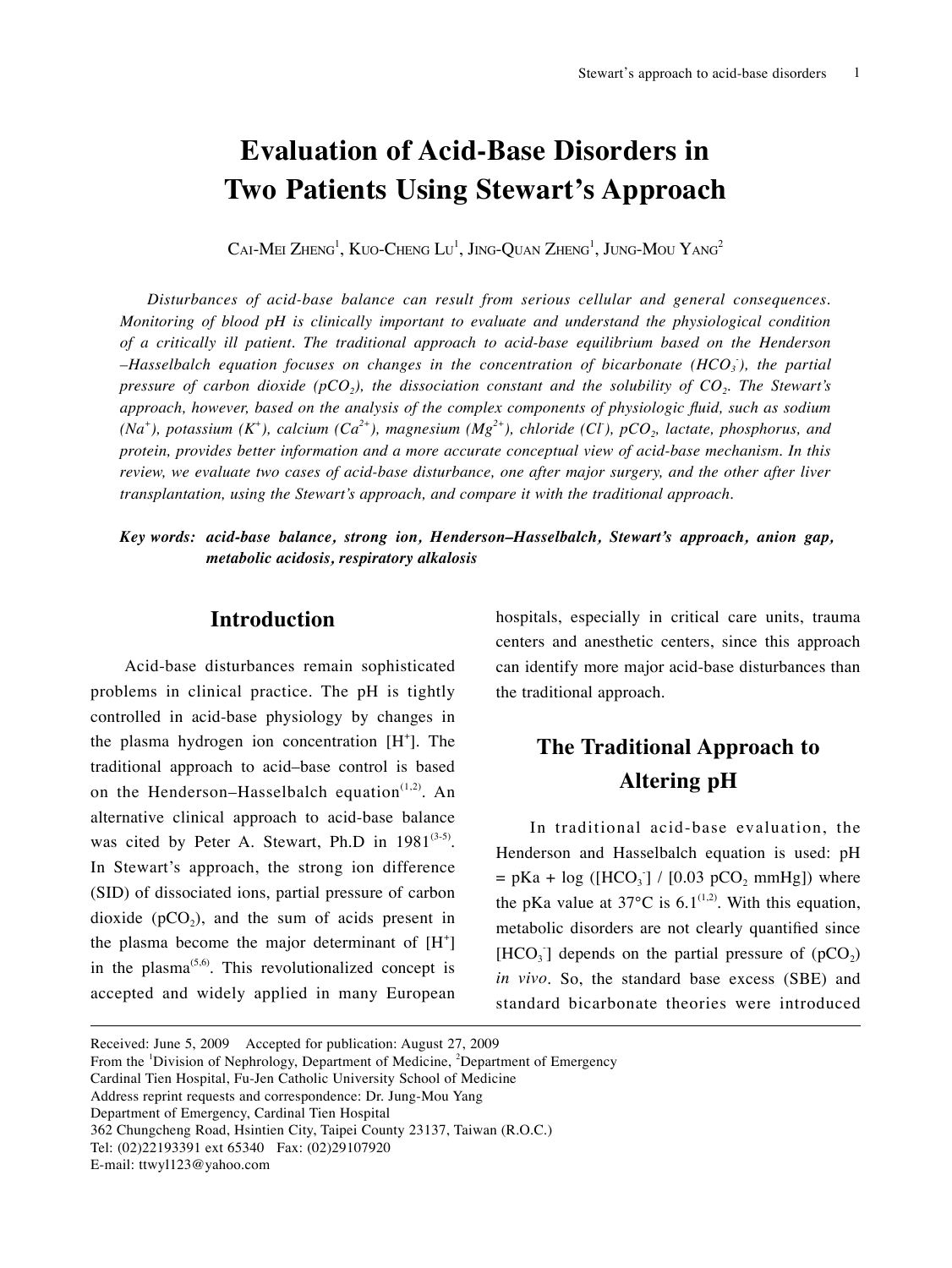# Evaluation of Acid-Base Disorders in Two Patients Using Stewart's Approach

Cai-Mei Zheng[1], Kuo-Cheng Lu[1], Jing-Quan Zheng[1], Jung-Mou Yang[2]

*Disturbances of acid-base balance can result from serious cellular and general consequences. Monitoring of blood pH is clinically important to evaluate and understand the physiological condition of a critically ill patient. The traditional approach to acid-base equilibrium based on the Henderson –Hasselbalch equation focuses on changes in the concentration of bicarbonate ($HCO_3^-$), the partial pressure of carbon dioxide ($pCO_2$), the dissociation constant and the solubility of $CO_2$. The Stewart's approach, however, based on the analysis of the complex components of physiologic fluid, such as sodium ($Na^+$), potassium ($K^+$), calcium ($Ca^{2+}$), magnesium ($Mg^{2+}$), chloride ($Cl^-$), $pCO_2$, lactate, phosphorus, and protein, provides better information and a more accurate conceptual view of acid-base mechanism. In this review, we evaluate two cases of acid-base disturbance, one after major surgery, and the other after liver transplantation, using the Stewart's approach, and compare it with the traditional approach.*

***Key words:** acid-base balance, strong ion, Henderson–Hasselbalch, Stewart's approach, anion gap, metabolic acidosis, respiratory alkalosis*

## Introduction

Acid-base disturbances remain sophisticated problems in clinical practice. The pH is tightly controlled in acid-base physiology by changes in the plasma hydrogen ion concentration [$H^+$]. The traditional approach to acid–base control is based on the Henderson–Hasselbalch equation[1,2]. An alternative clinical approach to acid-base balance was cited by Peter A. Stewart, Ph.D in 1981[3-5]. In Stewart's approach, the strong ion difference (SID) of dissociated ions, partial pressure of carbon dioxide ($pCO_2$), and the sum of acids present in the plasma become the major determinant of [$H^+$] in the plasma[5,6]. This revolutionalized concept is accepted and widely applied in many European hospitals, especially in critical care units, trauma centers and anesthetic centers, since this approach can identify more major acid-base disturbances than the traditional approach.

## The Traditional Approach to Altering pH

In traditional acid-base evaluation, the Henderson and Hasselbalch equation is used: $pH = pKa + \log([HCO_3^-] / [0.03\ pCO_2\ mmHg])$ where the pKa value at 37°C is 6.1[1,2]. With this equation, metabolic disorders are not clearly quantified since [$HCO_3^-$] depends on the partial pressure of ($pCO_2$) *in vivo*. So, the standard base excess (SBE) and standard bicarbonate theories were introduced

Received: June 5, 2009  Accepted for publication: August 27, 2009
From the [1]Division of Nephrology, Department of Medicine, [2]Department of Emergency
Cardinal Tien Hospital, Fu-Jen Catholic University School of Medicine
Address reprint requests and correspondence: Dr. Jung-Mou Yang
Department of Emergency, Cardinal Tien Hospital
362 Chungcheng Road, Hsintien City, Taipei County 23137, Taiwan (R.O.C.)
Tel: (02)22193391 ext 65340  Fax: (02)29107920
E-mail: ttwyl123@yahoo.com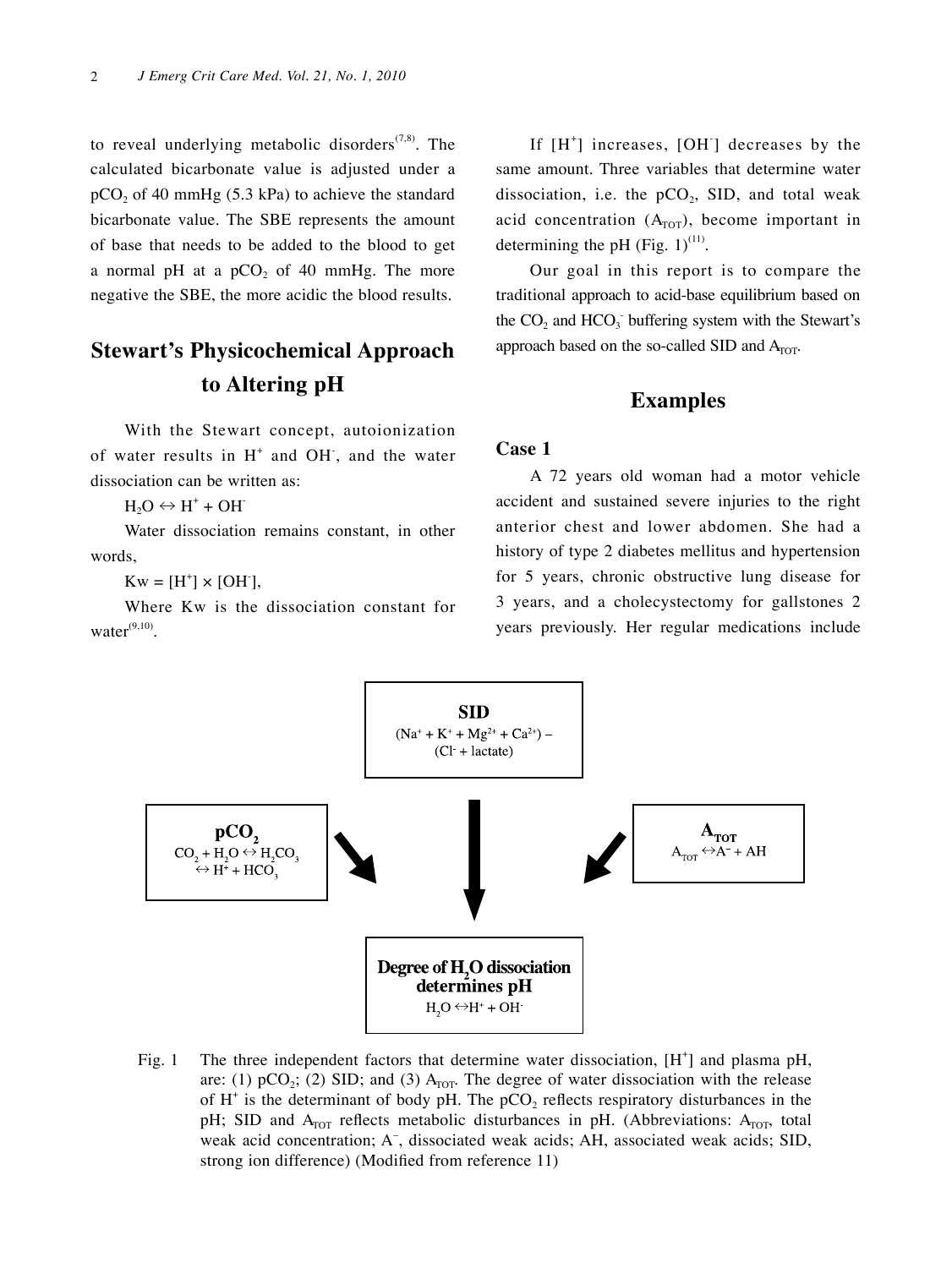to reveal underlying metabolic disorders[7,8]. The calculated bicarbonate value is adjusted under a $pCO_2$ of 40 mmHg (5.3 kPa) to achieve the standard bicarbonate value. The SBE represents the amount of base that needs to be added to the blood to get a normal pH at a $pCO_2$ of 40 mmHg. The more negative the SBE, the more acidic the blood results.

## Stewart's Physicochemical Approach to Altering pH

With the Stewart concept, autoionization of water results in $H^+$ and $OH^-$, and the water dissociation can be written as:

$H_2O \leftrightarrow H^+ + OH^-$

Water dissociation remains constant, in other words,

$Kw = [H^+] \times [OH^-]$,

Where Kw is the dissociation constant for water[9,10].

If $[H^+]$ increases, $[OH^-]$ decreases by the same amount. Three variables that determine water dissociation, i.e. the $pCO_2$, SID, and total weak acid concentration ($A_{TOT}$), become important in determining the pH (Fig. 1)[11].

Our goal in this report is to compare the traditional approach to acid-base equilibrium based on the $CO_2$ and $HCO_3^-$ buffering system with the Stewart's approach based on the so-called SID and $A_{TOT}$.

## Examples

### Case 1

A 72 years old woman had a motor vehicle accident and sustained severe injuries to the right anterior chest and lower abdomen. She had a history of type 2 diabetes mellitus and hypertension for 5 years, chronic obstructive lung disease for 3 years, and a cholecystectomy for gallstones 2 years previously. Her regular medications include

**SID**
$(Na^+ + K^+ + Mg^{2+} + Ca^{2+}) - (Cl^- + \text{lactate})$

**$pCO_2$**
$CO_2 + H_2O \leftrightarrow H_2CO_3 \leftrightarrow H^+ + HCO_3$

**$A_{TOT}$**
$A_{TOT} \leftrightarrow A^- + AH$

**Degree of $H_2O$ dissociation determines pH**
$H_2O \leftrightarrow H^+ + OH^-$

Fig. 1 The three independent factors that determine water dissociation, $[H^+]$ and plasma pH, are: (1) $pCO_2$; (2) SID; and (3) $A_{TOT}$. The degree of water dissociation with the release of $H^+$ is the determinant of body pH. The $pCO_2$ reflects respiratory disturbances in the pH; SID and $A_{TOT}$ reflects metabolic disturbances in pH. (Abbreviations: $A_{TOT}$, total weak acid concentration; $A^-$, dissociated weak acids; AH, associated weak acids; SID, strong ion difference) (Modified from reference 11)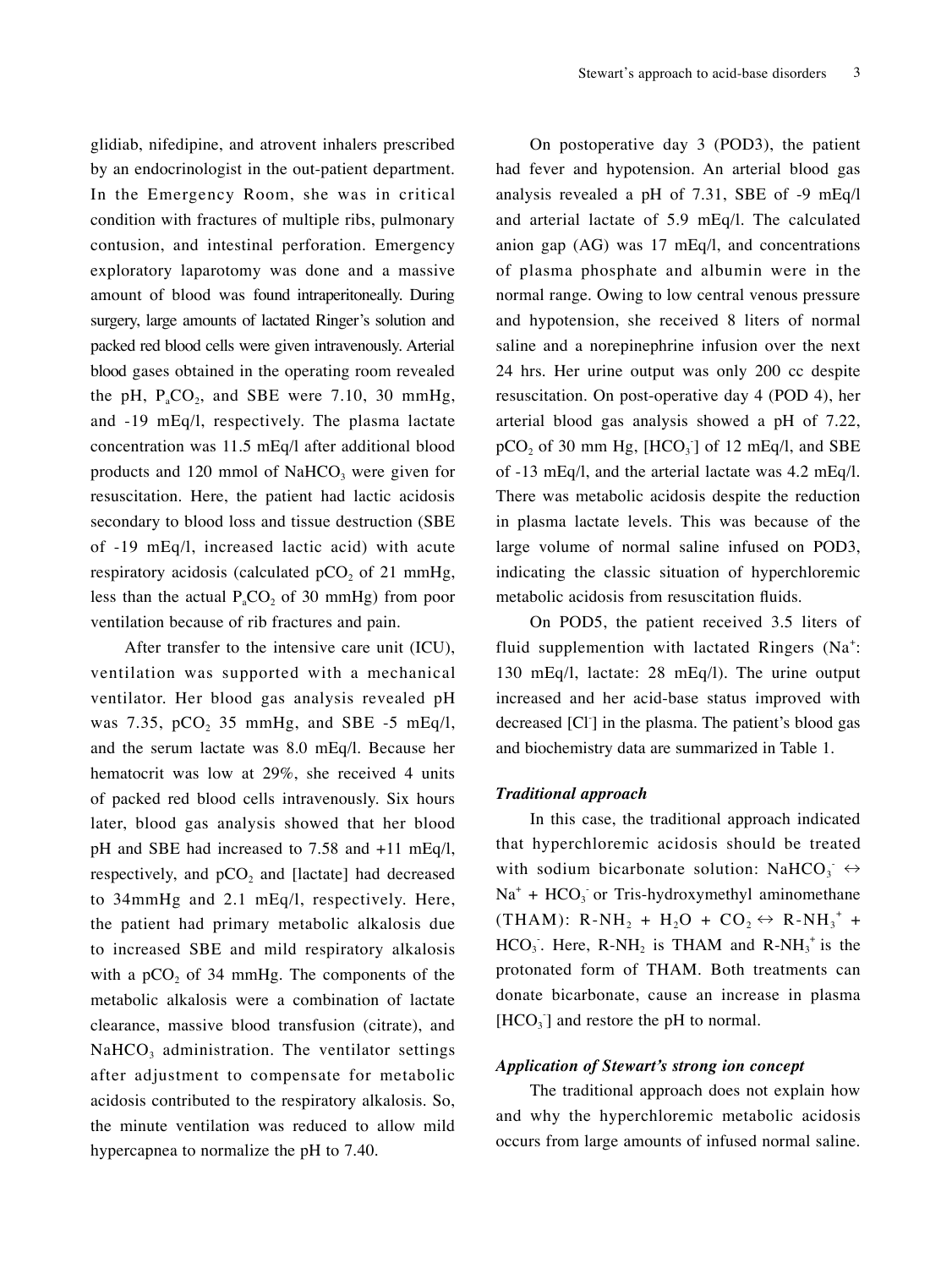glidiab, nifedipine, and atrovent inhalers prescribed by an endocrinologist in the out-patient department. In the Emergency Room, she was in critical condition with fractures of multiple ribs, pulmonary contusion, and intestinal perforation. Emergency exploratory laparotomy was done and a massive amount of blood was found intraperitoneally. During surgery, large amounts of lactated Ringer's solution and packed red blood cells were given intravenously. Arterial blood gases obtained in the operating room revealed the pH, $P_aCO_2$, and SBE were 7.10, 30 mmHg, and -19 mEq/l, respectively. The plasma lactate concentration was 11.5 mEq/l after additional blood products and 120 mmol of $NaHCO_3$ were given for resuscitation. Here, the patient had lactic acidosis secondary to blood loss and tissue destruction (SBE of -19 mEq/l, increased lactic acid) with acute respiratory acidosis (calculated $pCO_2$ of 21 mmHg, less than the actual $P_aCO_2$ of 30 mmHg) from poor ventilation because of rib fractures and pain.

After transfer to the intensive care unit (ICU), ventilation was supported with a mechanical ventilator. Her blood gas analysis revealed pH was 7.35, $pCO_2$ 35 mmHg, and SBE -5 mEq/l, and the serum lactate was 8.0 mEq/l. Because her hematocrit was low at 29%, she received 4 units of packed red blood cells intravenously. Six hours later, blood gas analysis showed that her blood pH and SBE had increased to 7.58 and +11 mEq/l, respectively, and $pCO_2$ and [lactate] had decreased to 34mmHg and 2.1 mEq/l, respectively. Here, the patient had primary metabolic alkalosis due to increased SBE and mild respiratory alkalosis with a $pCO_2$ of 34 mmHg. The components of the metabolic alkalosis were a combination of lactate clearance, massive blood transfusion (citrate), and $NaHCO_3$ administration. The ventilator settings after adjustment to compensate for metabolic acidosis contributed to the respiratory alkalosis. So, the minute ventilation was reduced to allow mild hypercapnea to normalize the pH to 7.40.

On postoperative day 3 (POD3), the patient had fever and hypotension. An arterial blood gas analysis revealed a pH of 7.31, SBE of -9 mEq/l and arterial lactate of 5.9 mEq/l. The calculated anion gap (AG) was 17 mEq/l, and concentrations of plasma phosphate and albumin were in the normal range. Owing to low central venous pressure and hypotension, she received 8 liters of normal saline and a norepinephrine infusion over the next 24 hrs. Her urine output was only 200 cc despite resuscitation. On post-operative day 4 (POD 4), her arterial blood gas analysis showed a pH of 7.22, $pCO_2$ of 30 mm Hg, $[HCO_3^-]$ of 12 mEq/l, and SBE of -13 mEq/l, and the arterial lactate was 4.2 mEq/l. There was metabolic acidosis despite the reduction in plasma lactate levels. This was because of the large volume of normal saline infused on POD3, indicating the classic situation of hyperchloremic metabolic acidosis from resuscitation fluids.

On POD5, the patient received 3.5 liters of fluid supplemention with lactated Ringers ($Na^+$: 130 mEq/l, lactate: 28 mEq/l). The urine output increased and her acid-base status improved with decreased $[Cl^-]$ in the plasma. The patient's blood gas and biochemistry data are summarized in Table 1.

### *Traditional approach*

In this case, the traditional approach indicated that hyperchloremic acidosis should be treated with sodium bicarbonate solution: $NaHCO_3^- \leftrightarrow Na^+ + HCO_3^-$ or Tris-hydroxymethyl aminomethane (THAM): $R\text{-}NH_2 + H_2O + CO_2 \leftrightarrow R\text{-}NH_3^+ + HCO_3^-$. Here, $R\text{-}NH_2$ is THAM and $R\text{-}NH_3^+$ is the protonated form of THAM. Both treatments can donate bicarbonate, cause an increase in plasma $[HCO_3^-]$ and restore the pH to normal.

### *Application of Stewart's strong ion concept*

The traditional approach does not explain how and why the hyperchloremic metabolic acidosis occurs from large amounts of infused normal saline.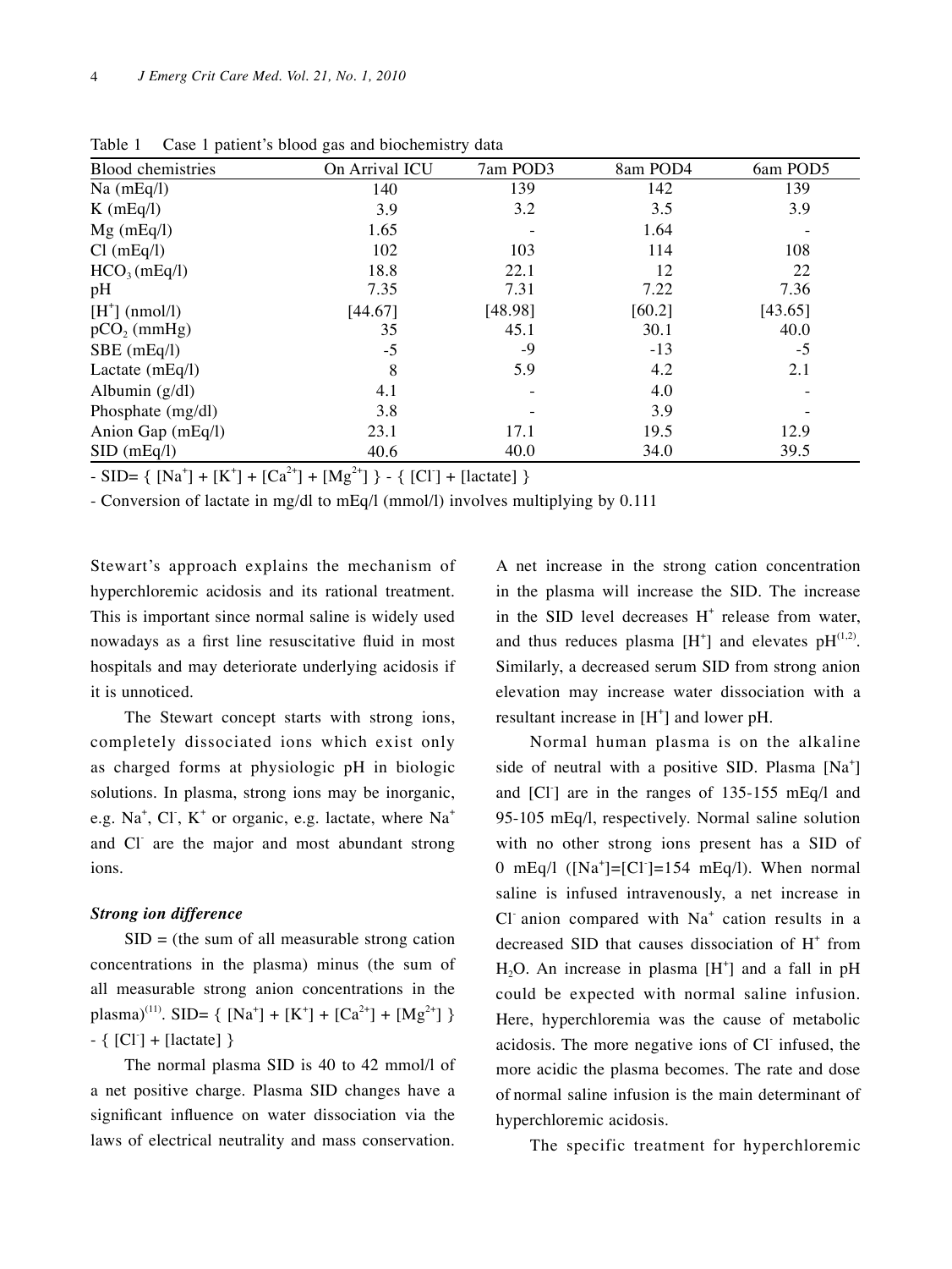Table 1 Case 1 patient's blood gas and biochemistry data

| Blood chemistries | On Arrival ICU | 7am POD3 | 8am POD4 | 6am POD5 |
|---|---|---|---|---|
| Na (mEq/l) | 140 | 139 | 142 | 139 |
| K (mEq/l) | 3.9 | 3.2 | 3.5 | 3.9 |
| Mg (mEq/l) | 1.65 | - | 1.64 | - |
| Cl (mEq/l) | 102 | 103 | 114 | 108 |
| $HCO_3$ (mEq/l) | 18.8 | 22.1 | 12 | 22 |
| pH | 7.35 | 7.31 | 7.22 | 7.36 |
| $[H^+]$ (nmol/l) | [44.67] | [48.98] | [60.2] | [43.65] |
| $pCO_2$ (mmHg) | 35 | 45.1 | 30.1 | 40.0 |
| SBE (mEq/l) | -5 | -9 | -13 | -5 |
| Lactate (mEq/l) | 8 | 5.9 | 4.2 | 2.1 |
| Albumin (g/dl) | 4.1 | - | 4.0 | - |
| Phosphate (mg/dl) | 3.8 | - | 3.9 | - |
| Anion Gap (mEq/l) | 23.1 | 17.1 | 19.5 | 12.9 |
| SID (mEq/l) | 40.6 | 40.0 | 34.0 | 39.5 |

- SID= { $[Na^+]$ + $[K^+]$ + $[Ca^{2+}]$ + $[Mg^{2+}]$ } - { $[Cl^-]$ + [lactate] }

- Conversion of lactate in mg/dl to mEq/l (mmol/l) involves multiplying by 0.111

Stewart's approach explains the mechanism of hyperchloremic acidosis and its rational treatment. This is important since normal saline is widely used nowadays as a first line resuscitative fluid in most hospitals and may deteriorate underlying acidosis if it is unnoticed.

The Stewart concept starts with strong ions, completely dissociated ions which exist only as charged forms at physiologic pH in biologic solutions. In plasma, strong ions may be inorganic, e.g. $Na^+$, $Cl^-$, $K^+$ or organic, e.g. lactate, where $Na^+$ and $Cl^-$ are the major and most abundant strong ions.

***Strong ion difference***

SID = (the sum of all measurable strong cation concentrations in the plasma) minus (the sum of all measurable strong anion concentrations in the plasma)[11]. SID= { $[Na^+]$ + $[K^+]$ + $[Ca^{2+}]$ + $[Mg^{2+}]$ } - { $[Cl^-]$ + [lactate] }

The normal plasma SID is 40 to 42 mmol/l of a net positive charge. Plasma SID changes have a significant influence on water dissociation via the laws of electrical neutrality and mass conservation. A net increase in the strong cation concentration in the plasma will increase the SID. The increase in the SID level decreases $H^+$ release from water, and thus reduces plasma $[H^+]$ and elevates pH[1,2]. Similarly, a decreased serum SID from strong anion elevation may increase water dissociation with a resultant increase in $[H^+]$ and lower pH.

Normal human plasma is on the alkaline side of neutral with a positive SID. Plasma $[Na^+]$ and $[Cl^-]$ are in the ranges of 135-155 mEq/l and 95-105 mEq/l, respectively. Normal saline solution with no other strong ions present has a SID of 0 mEq/l ($[Na^+]$=$[Cl^-]$=154 mEq/l). When normal saline is infused intravenously, a net increase in $Cl^-$ anion compared with $Na^+$ cation results in a decreased SID that causes dissociation of $H^+$ from $H_2O$. An increase in plasma $[H^+]$ and a fall in pH could be expected with normal saline infusion. Here, hyperchloremia was the cause of metabolic acidosis. The more negative ions of $Cl^-$ infused, the more acidic the plasma becomes. The rate and dose of normal saline infusion is the main determinant of hyperchloremic acidosis.

The specific treatment for hyperchloremic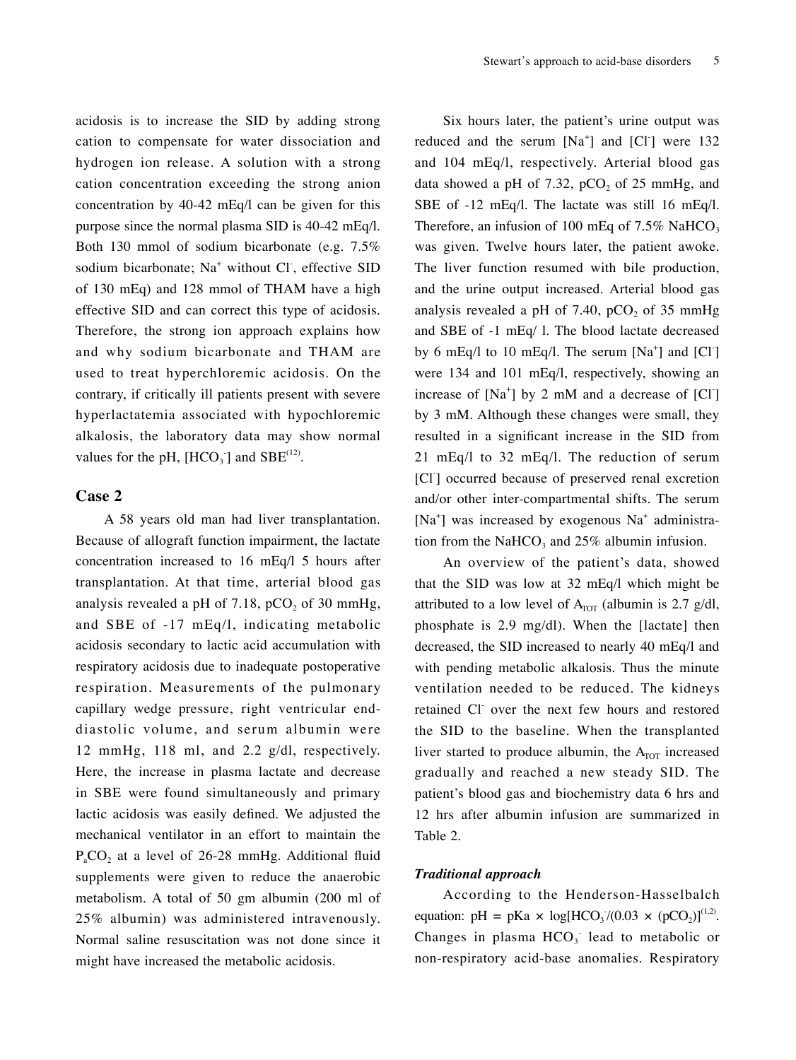acidosis is to increase the SID by adding strong cation to compensate for water dissociation and hydrogen ion release. A solution with a strong cation concentration exceeding the strong anion concentration by 40-42 mEq/l can be given for this purpose since the normal plasma SID is 40-42 mEq/l. Both 130 mmol of sodium bicarbonate (e.g. 7.5% sodium bicarbonate; $Na^+$ without $Cl^-$, effective SID of 130 mEq) and 128 mmol of THAM have a high effective SID and can correct this type of acidosis. Therefore, the strong ion approach explains how and why sodium bicarbonate and THAM are used to treat hyperchloremic acidosis. On the contrary, if critically ill patients present with severe hyperlactatemia associated with hypochloremic alkalosis, the laboratory data may show normal values for the pH, $[HCO_3^-]$ and SBE[12].

## Case 2

A 58 years old man had liver transplantation. Because of allograft function impairment, the lactate concentration increased to 16 mEq/l 5 hours after transplantation. At that time, arterial blood gas analysis revealed a pH of 7.18, $pCO_2$ of 30 mmHg, and SBE of -17 mEq/l, indicating metabolic acidosis secondary to lactic acid accumulation with respiratory acidosis due to inadequate postoperative respiration. Measurements of the pulmonary capillary wedge pressure, right ventricular end-diastolic volume, and serum albumin were 12 mmHg, 118 ml, and 2.2 g/dl, respectively. Here, the increase in plasma lactate and decrease in SBE were found simultaneously and primary lactic acidosis was easily defined. We adjusted the mechanical ventilator in an effort to maintain the $P_aCO_2$ at a level of 26-28 mmHg. Additional fluid supplements were given to reduce the anaerobic metabolism. A total of 50 gm albumin (200 ml of 25% albumin) was administered intravenously. Normal saline resuscitation was not done since it might have increased the metabolic acidosis.

Six hours later, the patient's urine output was reduced and the serum $[Na^+]$ and $[Cl^-]$ were 132 and 104 mEq/l, respectively. Arterial blood gas data showed a pH of 7.32, $pCO_2$ of 25 mmHg, and SBE of -12 mEq/l. The lactate was still 16 mEq/l. Therefore, an infusion of 100 mEq of 7.5% $NaHCO_3$ was given. Twelve hours later, the patient awoke. The liver function resumed with bile production, and the urine output increased. Arterial blood gas analysis revealed a pH of 7.40, $pCO_2$ of 35 mmHg and SBE of -1 mEq/ l. The blood lactate decreased by 6 mEq/l to 10 mEq/l. The serum $[Na^+]$ and $[Cl^-]$ were 134 and 101 mEq/l, respectively, showing an increase of $[Na^+]$ by 2 mM and a decrease of $[Cl^-]$ by 3 mM. Although these changes were small, they resulted in a significant increase in the SID from 21 mEq/l to 32 mEq/l. The reduction of serum $[Cl^-]$ occurred because of preserved renal excretion and/or other inter-compartmental shifts. The serum $[Na^+]$ was increased by exogenous $Na^+$ administration from the $NaHCO_3$ and 25% albumin infusion.

An overview of the patient's data, showed that the SID was low at 32 mEq/l which might be attributed to a low level of $A_{TOT}$ (albumin is 2.7 g/dl, phosphate is 2.9 mg/dl). When the [lactate] then decreased, the SID increased to nearly 40 mEq/l and with pending metabolic alkalosis. Thus the minute ventilation needed to be reduced. The kidneys retained $Cl^-$ over the next few hours and restored the SID to the baseline. When the transplanted liver started to produce albumin, the $A_{TOT}$ increased gradually and reached a new steady SID. The patient's blood gas and biochemistry data 6 hrs and 12 hrs after albumin infusion are summarized in Table 2.

### *Traditional approach*

According to the Henderson-Hasselbalch equation: $pH = pKa \times \log[HCO_3^-/(0.03 \times (pCO_2)]$[1,2]. Changes in plasma $HCO_3^-$ lead to metabolic or non-respiratory acid-base anomalies. Respiratory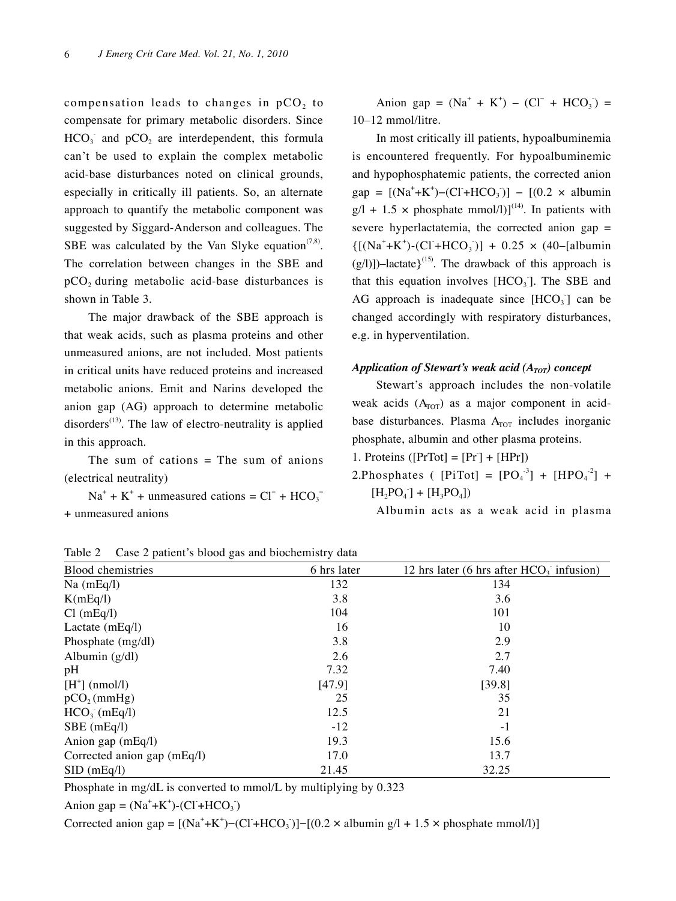compensation leads to changes in $pCO_2$ to compensate for primary metabolic disorders. Since $HCO_3^-$ and $pCO_2$ are interdependent, this formula can't be used to explain the complex metabolic acid-base disturbances noted on clinical grounds, especially in critically ill patients. So, an alternate approach to quantify the metabolic component was suggested by Siggard-Anderson and colleagues. The SBE was calculated by the Van Slyke equation[7,8]. The correlation between changes in the SBE and $pCO_2$ during metabolic acid-base disturbances is shown in Table 3.

The major drawback of the SBE approach is that weak acids, such as plasma proteins and other unmeasured anions, are not included. Most patients in critical units have reduced proteins and increased metabolic anions. Emit and Narins developed the anion gap (AG) approach to determine metabolic disorders[13]. The law of electro-neutrality is applied in this approach.

The sum of cations = The sum of anions (electrical neutrality)

$Na^+ + K^+$ + unmeasured cations = $Cl^- + HCO_3^-$ + unmeasured anions

Anion gap = $(Na^+ + K^+) - (Cl^- + HCO_3^-)$ = 10–12 mmol/litre.

In most critically ill patients, hypoalbuminemia is encountered frequently. For hypoalbuminemic and hypophosphatemic patients, the corrected anion gap = $[(Na^+ + K^+) - (Cl^- + HCO_3^-)] - [(0.2 \times \text{albumin g/l} + 1.5 \times \text{phosphate mmol/l})]$[14]. In patients with severe hyperlactatemia, the corrected anion gap = $\{[(Na^+ + K^+) - (Cl^- + HCO_3^-)] + 0.25 \times (40 - [\text{albumin (g/l)}]) - \text{lactate}\}$[15]. The drawback of this approach is that this equation involves $[HCO_3^-]$. The SBE and AG approach is inadequate since $[HCO_3^-]$ can be changed accordingly with respiratory disturbances, e.g. in hyperventilation.

### *Application of Stewart's weak acid ($A_{TOT}$) concept*

Stewart's approach includes the non-volatile weak acids ($A_{TOT}$) as a major component in acid-base disturbances. Plasma $A_{TOT}$ includes inorganic phosphate, albumin and other plasma proteins.

1. Proteins ($[PrTot] = [Pr^-] + [HPr]$)
2. Phosphates ( $[PiTot] = [PO_4^{-3}] + [HPO_4^{-2}] + [H_2PO_4^-] + [H_3PO_4]$)

Albumin acts as a weak acid in plasma

Table 2 Case 2 patient's blood gas and biochemistry data

| Blood chemistries | 6 hrs later | 12 hrs later (6 hrs after $HCO_3^-$ infusion) |
|---|---|---|
| Na (mEq/l) | 132 | 134 |
| K(mEq/l) | 3.8 | 3.6 |
| Cl (mEq/l) | 104 | 101 |
| Lactate (mEq/l) | 16 | 10 |
| Phosphate (mg/dl) | 3.8 | 2.9 |
| Albumin (g/dl) | 2.6 | 2.7 |
| pH | 7.32 | 7.40 |
| $[H^+]$ (nmol/l) | [47.9] | [39.8] |
| $pCO_2$ (mmHg) | 25 | 35 |
| $HCO_3^-$ (mEq/l) | 12.5 | 21 |
| SBE (mEq/l) | -12 | -1 |
| Anion gap (mEq/l) | 19.3 | 15.6 |
| Corrected anion gap (mEq/l) | 17.0 | 13.7 |
| SID (mEq/l) | 21.45 | 32.25 |

Phosphate in mg/dL is converted to mmol/L by multiplying by 0.323

Anion gap = $(Na^+ + K^+) - (Cl^- + HCO_3^-)$

Corrected anion gap = $[(Na^+ + K^+) - (Cl^- + HCO_3^-)] - [(0.2 \times \text{albumin g/l} + 1.5 \times \text{phosphate mmol/l})]$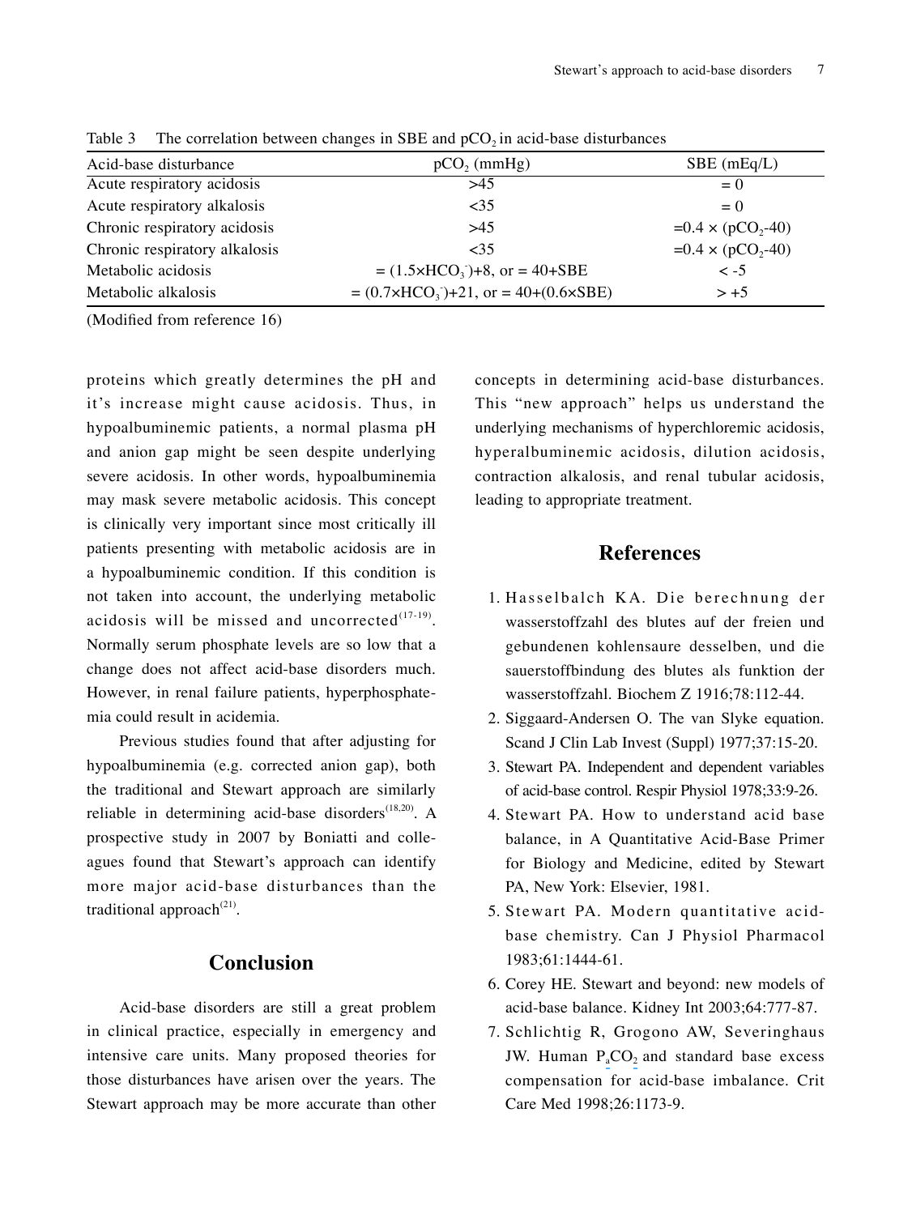Table 3 The correlation between changes in SBE and $pCO_2$ in acid-base disturbances

| Acid-base disturbance | $pCO_2$ (mmHg) | SBE (mEq/L) |
|---|---|---|
| Acute respiratory acidosis | >45 | = 0 |
| Acute respiratory alkalosis | <35 | = 0 |
| Chronic respiratory acidosis | >45 | $=0.4 \times (pCO_2\text{-}40)$ |
| Chronic respiratory alkalosis | <35 | $=0.4 \times (pCO_2\text{-}40)$ |
| Metabolic acidosis | $= (1.5\times HCO_3^-)+8$, or = 40+SBE | < -5 |
| Metabolic alkalosis | $= (0.7\times HCO_3^-)+21$, or $= 40+(0.6\times SBE)$ | > +5 |

(Modified from reference 16)

proteins which greatly determines the pH and it's increase might cause acidosis. Thus, in hypoalbuminemic patients, a normal plasma pH and anion gap might be seen despite underlying severe acidosis. In other words, hypoalbuminemia may mask severe metabolic acidosis. This concept is clinically very important since most critically ill patients presenting with metabolic acidosis are in a hypoalbuminemic condition. If this condition is not taken into account, the underlying metabolic acidosis will be missed and uncorrected[17-19]. Normally serum phosphate levels are so low that a change does not affect acid-base disorders much. However, in renal failure patients, hyperphosphatemia could result in acidemia.

Previous studies found that after adjusting for hypoalbuminemia (e.g. corrected anion gap), both the traditional and Stewart approach are similarly reliable in determining acid-base disorders[18,20]. A prospective study in 2007 by Boniatti and colleagues found that Stewart's approach can identify more major acid-base disturbances than the traditional approach[21].

## Conclusion

Acid-base disorders are still a great problem in clinical practice, especially in emergency and intensive care units. Many proposed theories for those disturbances have arisen over the years. The Stewart approach may be more accurate than other concepts in determining acid-base disturbances. This "new approach" helps us understand the underlying mechanisms of hyperchloremic acidosis, hyperalbuminemic acidosis, dilution acidosis, contraction alkalosis, and renal tubular acidosis, leading to appropriate treatment.

## References

1. Hasselbalch KA. Die berechnung der wasserstoffzahl des blutes auf der freien und gebundenen kohlensaure desselben, und die sauerstoffbindung des blutes als funktion der wasserstoffzahl. Biochem Z 1916;78:112-44.
2. Siggaard-Andersen O. The van Slyke equation. Scand J Clin Lab Invest (Suppl) 1977;37:15-20.
3. Stewart PA. Independent and dependent variables of acid-base control. Respir Physiol 1978;33:9-26.
4. Stewart PA. How to understand acid base balance, in A Quantitative Acid-Base Primer for Biology and Medicine, edited by Stewart PA, New York: Elsevier, 1981.
5. Stewart PA. Modern quantitative acid-base chemistry. Can J Physiol Pharmacol 1983;61:1444-61.
6. Corey HE. Stewart and beyond: new models of acid-base balance. Kidney Int 2003;64:777-87.
7. Schlichtig R, Grogono AW, Severinghaus JW. Human $P_aCO_2$ and standard base excess compensation for acid-base imbalance. Crit Care Med 1998;26:1173-9.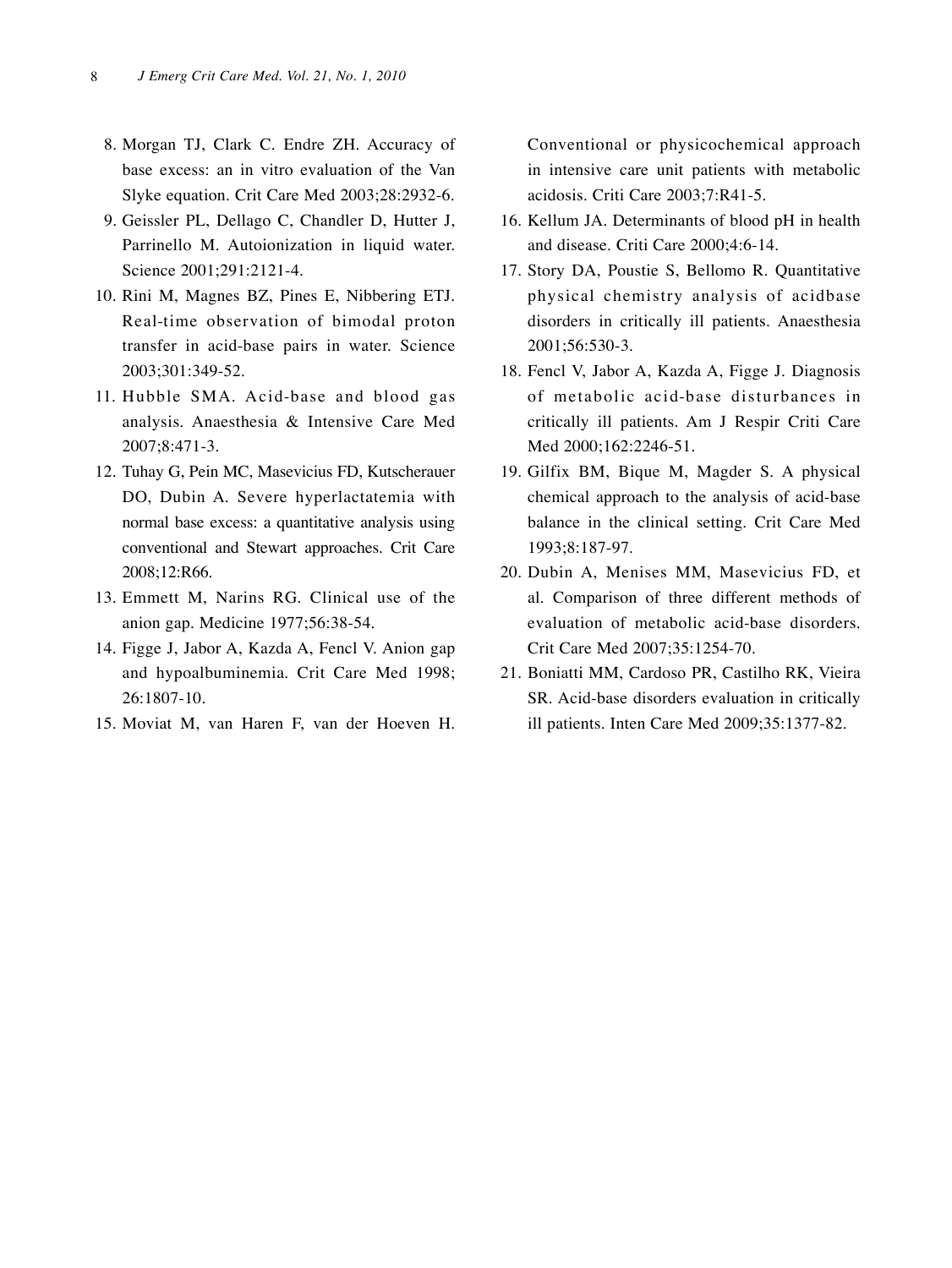8. Morgan TJ, Clark C. Endre ZH. Accuracy of base excess: an in vitro evaluation of the Van Slyke equation. Crit Care Med 2003;28:2932-6.
9. Geissler PL, Dellago C, Chandler D, Hutter J, Parrinello M. Autoionization in liquid water. Science 2001;291:2121-4.
10. Rini M, Magnes BZ, Pines E, Nibbering ETJ. Real-time observation of bimodal proton transfer in acid-base pairs in water. Science 2003;301:349-52.
11. Hubble SMA. Acid-base and blood gas analysis. Anaesthesia & Intensive Care Med 2007;8:471-3.
12. Tuhay G, Pein MC, Masevicius FD, Kutscherauer DO, Dubin A. Severe hyperlactatemia with normal base excess: a quantitative analysis using conventional and Stewart approaches. Crit Care 2008;12:R66.
13. Emmett M, Narins RG. Clinical use of the anion gap. Medicine 1977;56:38-54.
14. Figge J, Jabor A, Kazda A, Fencl V. Anion gap and hypoalbuminemia. Crit Care Med 1998; 26:1807-10.
15. Moviat M, van Haren F, van der Hoeven H. Conventional or physicochemical approach in intensive care unit patients with metabolic acidosis. Criti Care 2003;7:R41-5.
16. Kellum JA. Determinants of blood pH in health and disease. Criti Care 2000;4:6-14.
17. Story DA, Poustie S, Bellomo R. Quantitative physical chemistry analysis of acidbase disorders in critically ill patients. Anaesthesia 2001;56:530-3.
18. Fencl V, Jabor A, Kazda A, Figge J. Diagnosis of metabolic acid-base disturbances in critically ill patients. Am J Respir Criti Care Med 2000;162:2246-51.
19. Gilfix BM, Bique M, Magder S. A physical chemical approach to the analysis of acid-base balance in the clinical setting. Crit Care Med 1993;8:187-97.
20. Dubin A, Menises MM, Masevicius FD, et al. Comparison of three different methods of evaluation of metabolic acid-base disorders. Crit Care Med 2007;35:1254-70.
21. Boniatti MM, Cardoso PR, Castilho RK, Vieira SR. Acid-base disorders evaluation in critically ill patients. Inten Care Med 2009;35:1377-82.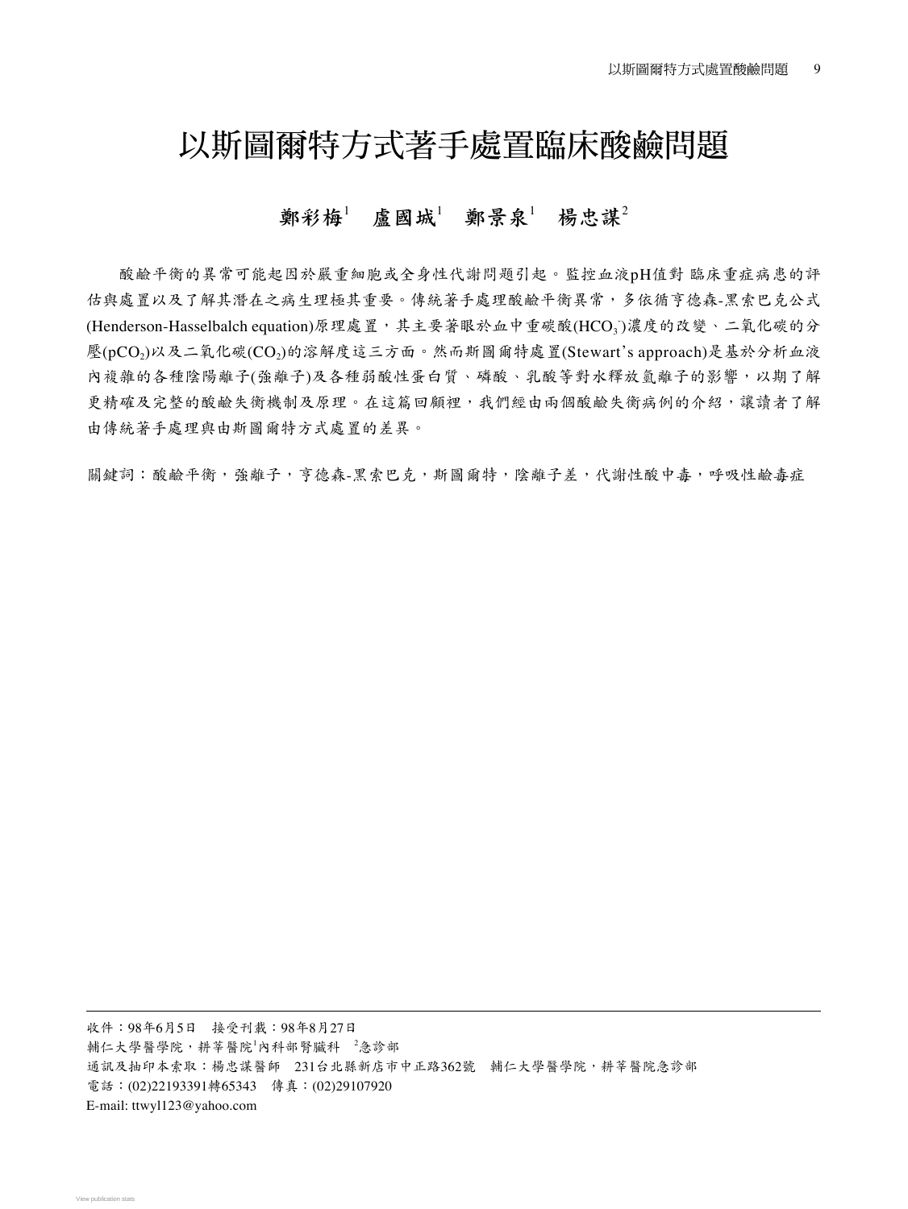# 以斯圖爾特方式著手處置臨床酸鹼問題

**鄭彩梅**[1] **盧國城**[1] **鄭景泉**[1] **楊忠謀**[2]

酸鹼平衡的異常可能起因於嚴重細胞或全身性代謝問題引起。監控血液pH值對 臨床重症病患的評估與處置以及了解其潛在之病生理極其重要。傳統著手處理酸鹼平衡異常，多依循亨德森-黑索巴克公式(Henderson-Hasselbalch equation)原理處置，其主要著眼於血中重碳酸($HCO_3^-$)濃度的改變、二氧化碳的分壓($pCO_2$)以及二氧化碳($CO_2$)的溶解度這三方面。然而斯圖爾特處置(Stewart's approach)是基於分析血液內複雜的各種陰陽離子(強離子)及各種弱酸性蛋白質、磷酸、乳酸等對水釋放氫離子的影響，以期了解更精確及完整的酸鹼失衡機制及原理。在這篇回顧裡，我們經由兩個酸鹼失衡病例的介紹，讓讀者了解由傳統著手處理與由斯圖爾特方式處置的差異。

關鍵詞：酸鹼平衡，強離子，亨德森-黑索巴克，斯圖爾特，陰離子差，代謝性酸中毒，呼吸性鹼毒症

---

收件：98年6月5日　接受刊載：98年8月27日

輔仁大學醫學院，耕莘醫院[1]內科部腎臟科　[2]急診部

通訊及抽印本索取：楊忠謀醫師　231台北縣新店市中正路362號　輔仁大學醫學院，耕莘醫院急診部

電話：(02)22193391轉65343　傳真：(02)29107920

E-mail: ttwyl123@yahoo.com